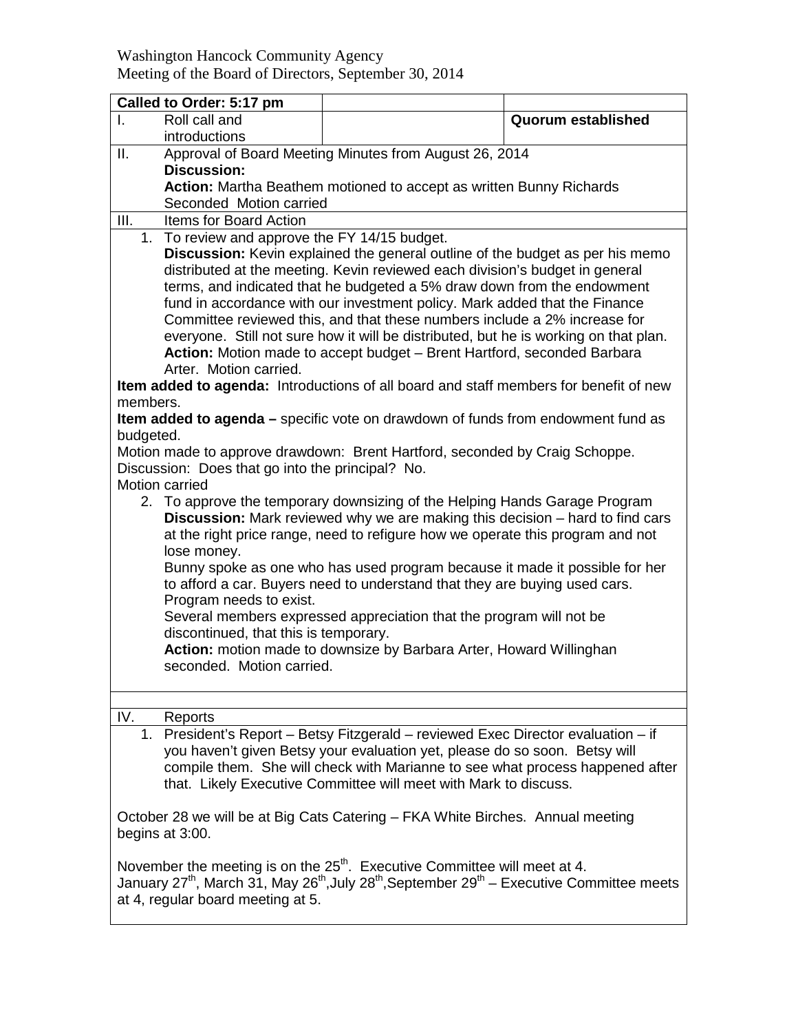Washington Hancock Community Agency
Meeting of the Board of Directors, September 30, 2014

| **Called to Order: 5:17 pm** | | |
|---|---|---|
| I. Roll call and introductions | | **Quorum established** |

II. Approval of Board Meeting Minutes from August 26, 2014
**Discussion:**
**Action:** Martha Beathem motioned to accept as written Bunny Richards Seconded Motion carried

III. Items for Board Action

1. To review and approve the FY 14/15 budget.
   **Discussion:** Kevin explained the general outline of the budget as per his memo distributed at the meeting. Kevin reviewed each division's budget in general terms, and indicated that he budgeted a 5% draw down from the endowment fund in accordance with our investment policy. Mark added that the Finance Committee reviewed this, and that these numbers include a 2% increase for everyone. Still not sure how it will be distributed, but he is working on that plan.
   **Action:** Motion made to accept budget – Brent Hartford, seconded Barbara Arter. Motion carried.

**Item added to agenda:** Introductions of all board and staff members for benefit of new members.

**Item added to agenda –** specific vote on drawdown of funds from endowment fund as budgeted.

Motion made to approve drawdown: Brent Hartford, seconded by Craig Schoppe.
Discussion: Does that go into the principal? No.
Motion carried

2. To approve the temporary downsizing of the Helping Hands Garage Program
   **Discussion:** Mark reviewed why we are making this decision – hard to find cars at the right price range, need to refigure how we operate this program and not lose money.
   Bunny spoke as one who has used program because it made it possible for her to afford a car. Buyers need to understand that they are buying used cars. Program needs to exist.
   Several members expressed appreciation that the program will not be discontinued, that this is temporary.
   **Action:** motion made to downsize by Barbara Arter, Howard Willinghan seconded. Motion carried.

IV. Reports

1. President's Report – Betsy Fitzgerald – reviewed Exec Director evaluation – if you haven't given Betsy your evaluation yet, please do so soon. Betsy will compile them. She will check with Marianne to see what process happened after that. Likely Executive Committee will meet with Mark to discuss.

October 28 we will be at Big Cats Catering – FKA White Birches. Annual meeting begins at 3:00.

November the meeting is on the 25th. Executive Committee will meet at 4.
January 27th, March 31, May 26th, July 28th, September 29th – Executive Committee meets at 4, regular board meeting at 5.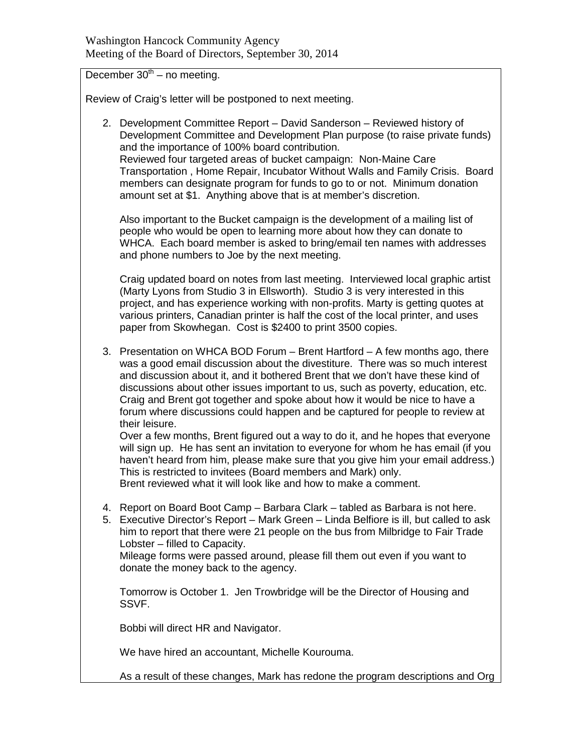December 30th – no meeting.

Review of Craig's letter will be postponed to next meeting.

2. Development Committee Report – David Sanderson – Reviewed history of Development Committee and Development Plan purpose (to raise private funds) and the importance of 100% board contribution.
   Reviewed four targeted areas of bucket campaign: Non-Maine Care Transportation , Home Repair, Incubator Without Walls and Family Crisis. Board members can designate program for funds to go to or not. Minimum donation amount set at $1. Anything above that is at member's discretion.

   Also important to the Bucket campaign is the development of a mailing list of people who would be open to learning more about how they can donate to WHCA. Each board member is asked to bring/email ten names with addresses and phone numbers to Joe by the next meeting.

   Craig updated board on notes from last meeting. Interviewed local graphic artist (Marty Lyons from Studio 3 in Ellsworth). Studio 3 is very interested in this project, and has experience working with non-profits. Marty is getting quotes at various printers, Canadian printer is half the cost of the local printer, and uses paper from Skowhegan. Cost is $2400 to print 3500 copies.

3. Presentation on WHCA BOD Forum – Brent Hartford – A few months ago, there was a good email discussion about the divestiture. There was so much interest and discussion about it, and it bothered Brent that we don't have these kind of discussions about other issues important to us, such as poverty, education, etc. Craig and Brent got together and spoke about how it would be nice to have a forum where discussions could happen and be captured for people to review at their leisure.
   Over a few months, Brent figured out a way to do it, and he hopes that everyone will sign up. He has sent an invitation to everyone for whom he has email (if you haven't heard from him, please make sure that you give him your email address.) This is restricted to invitees (Board members and Mark) only.
   Brent reviewed what it will look like and how to make a comment.

4. Report on Board Boot Camp – Barbara Clark – tabled as Barbara is not here.
5. Executive Director's Report – Mark Green – Linda Belfiore is ill, but called to ask him to report that there were 21 people on the bus from Milbridge to Fair Trade Lobster – filled to Capacity.
   Mileage forms were passed around, please fill them out even if you want to donate the money back to the agency.

   Tomorrow is October 1. Jen Trowbridge will be the Director of Housing and SSVF.

   Bobbi will direct HR and Navigator.

   We have hired an accountant, Michelle Kourouma.

   As a result of these changes, Mark has redone the program descriptions and Org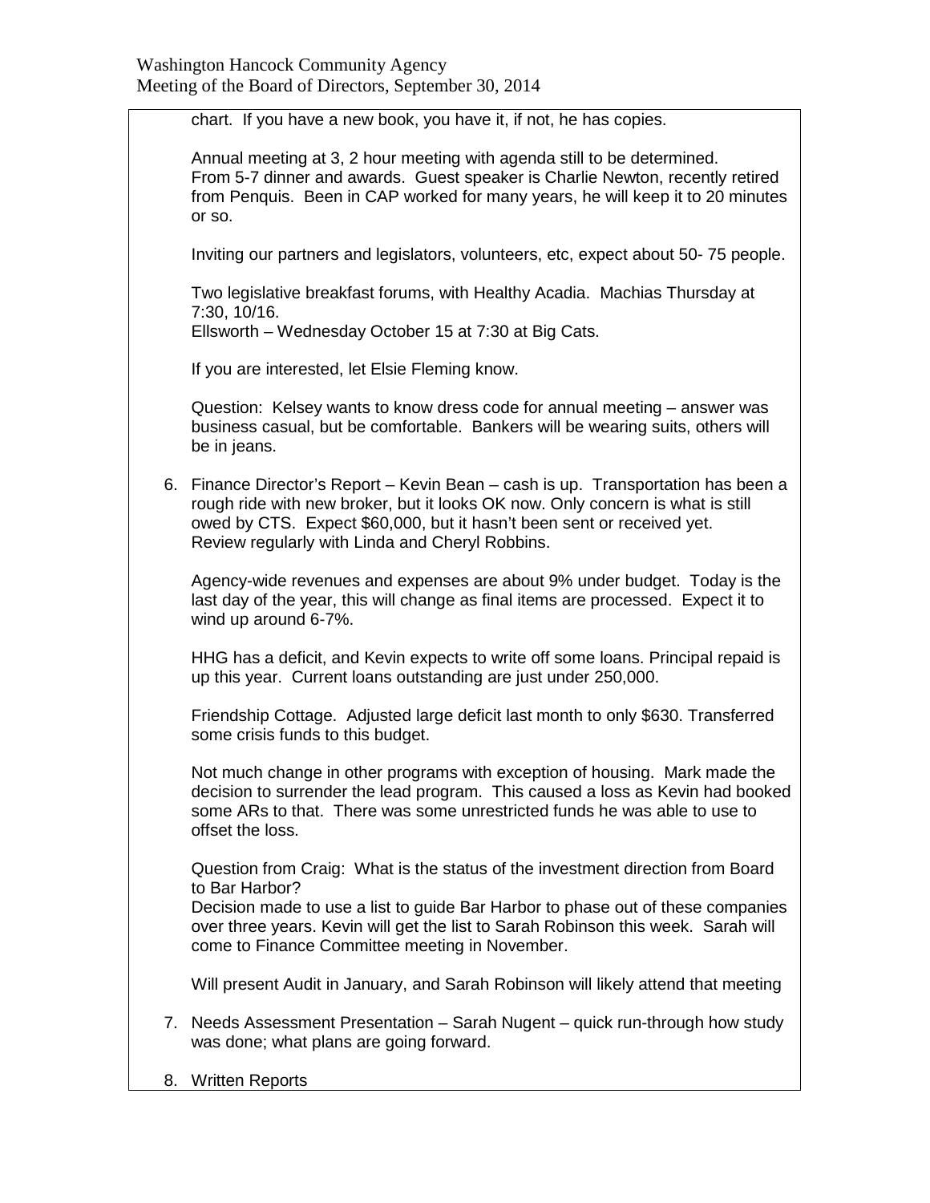chart. If you have a new book, you have it, if not, he has copies.

Annual meeting at 3, 2 hour meeting with agenda still to be determined. From 5-7 dinner and awards. Guest speaker is Charlie Newton, recently retired from Penquis. Been in CAP worked for many years, he will keep it to 20 minutes or so.

Inviting our partners and legislators, volunteers, etc, expect about 50- 75 people.

Two legislative breakfast forums, with Healthy Acadia. Machias Thursday at 7:30, 10/16.
Ellsworth – Wednesday October 15 at 7:30 at Big Cats.

If you are interested, let Elsie Fleming know.

Question: Kelsey wants to know dress code for annual meeting – answer was business casual, but be comfortable. Bankers will be wearing suits, others will be in jeans.

6. Finance Director's Report – Kevin Bean – cash is up. Transportation has been a rough ride with new broker, but it looks OK now. Only concern is what is still owed by CTS. Expect $60,000, but it hasn't been sent or received yet. Review regularly with Linda and Cheryl Robbins.

   Agency-wide revenues and expenses are about 9% under budget. Today is the last day of the year, this will change as final items are processed. Expect it to wind up around 6-7%.

   HHG has a deficit, and Kevin expects to write off some loans. Principal repaid is up this year. Current loans outstanding are just under 250,000.

   Friendship Cottage. Adjusted large deficit last month to only $630. Transferred some crisis funds to this budget.

   Not much change in other programs with exception of housing. Mark made the decision to surrender the lead program. This caused a loss as Kevin had booked some ARs to that. There was some unrestricted funds he was able to use to offset the loss.

   Question from Craig: What is the status of the investment direction from Board to Bar Harbor?
   Decision made to use a list to guide Bar Harbor to phase out of these companies over three years. Kevin will get the list to Sarah Robinson this week. Sarah will come to Finance Committee meeting in November.

   Will present Audit in January, and Sarah Robinson will likely attend that meeting

7. Needs Assessment Presentation – Sarah Nugent – quick run-through how study was done; what plans are going forward.

8. Written Reports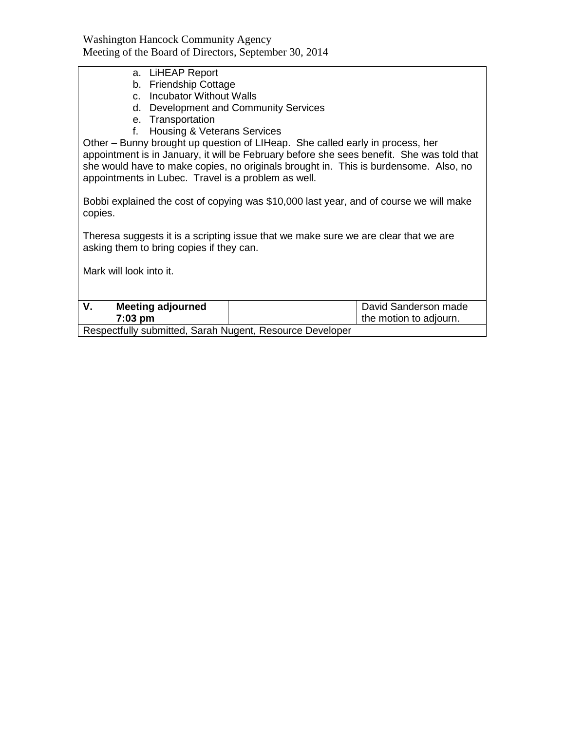a. LiHEAP Report
b. Friendship Cottage
c. Incubator Without Walls
d. Development and Community Services
e. Transportation
f. Housing & Veterans Services

Other – Bunny brought up question of LIHeap. She called early in process, her appointment is in January, it will be February before she sees benefit. She was told that she would have to make copies, no originals brought in. This is burdensome. Also, no appointments in Lubec. Travel is a problem as well.

Bobbi explained the cost of copying was $10,000 last year, and of course we will make copies.

Theresa suggests it is a scripting issue that we make sure we are clear that we are asking them to bring copies if they can.

Mark will look into it.

| | | |
|---|---|---|
| **V. Meeting adjourned 7:03 pm** | | David Sanderson made the motion to adjourn. |

Respectfully submitted, Sarah Nugent, Resource Developer